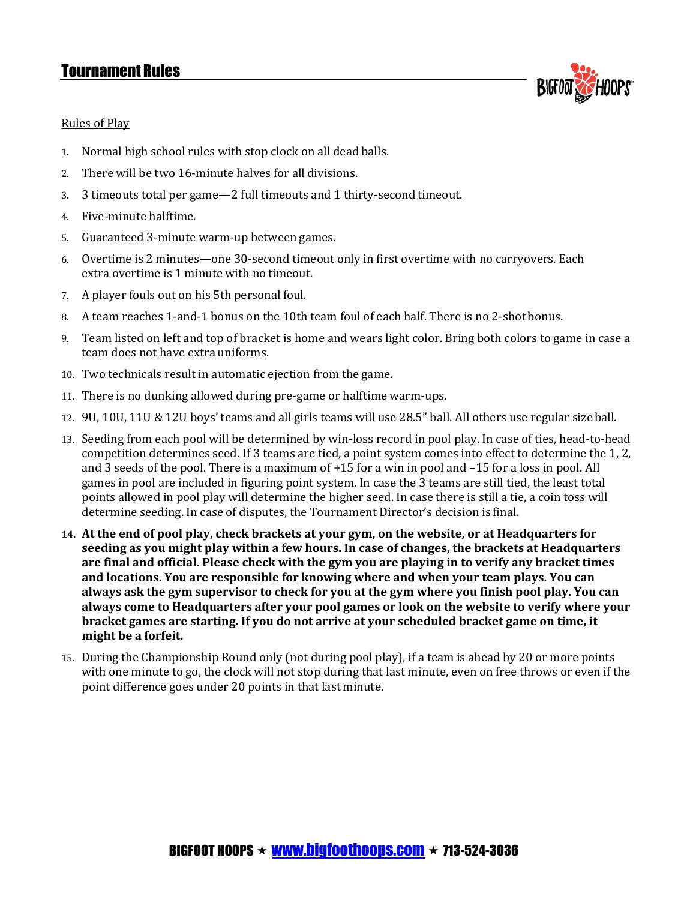# Tournament Rules

Rules of Play

1. Normal high school rules with stop clock on all dead balls.
2. There will be two 16-minute halves for all divisions.
3. 3 timeouts total per game—2 full timeouts and 1 thirty-second timeout.
4. Five-minute halftime.
5. Guaranteed 3-minute warm-up between games.
6. Overtime is 2 minutes—one 30-second timeout only in first overtime with no carryovers. Each extra overtime is 1 minute with no timeout.
7. A player fouls out on his 5th personal foul.
8. A team reaches 1-and-1 bonus on the 10th team foul of each half. There is no 2-shot bonus.
9. Team listed on left and top of bracket is home and wears light color. Bring both colors to game in case a team does not have extra uniforms.
10. Two technicals result in automatic ejection from the game.
11. There is no dunking allowed during pre-game or halftime warm-ups.
12. 9U, 10U, 11U & 12U boys' teams and all girls teams will use 28.5" ball. All others use regular size ball.
13. Seeding from each pool will be determined by win-loss record in pool play. In case of ties, head-to-head competition determines seed. If 3 teams are tied, a point system comes into effect to determine the 1, 2, and 3 seeds of the pool. There is a maximum of +15 for a win in pool and –15 for a loss in pool. All games in pool are included in figuring point system. In case the 3 teams are still tied, the least total points allowed in pool play will determine the higher seed. In case there is still a tie, a coin toss will determine seeding. In case of disputes, the Tournament Director's decision is final.
14. **At the end of pool play, check brackets at your gym, on the website, or at Headquarters for seeding as you might play within a few hours. In case of changes, the brackets at Headquarters are final and official. Please check with the gym you are playing in to verify any bracket times and locations. You are responsible for knowing where and when your team plays. You can always ask the gym supervisor to check for you at the gym where you finish pool play. You can always come to Headquarters after your pool games or look on the website to verify where your bracket games are starting. If you do not arrive at your scheduled bracket game on time, it might be a forfeit.**
15. During the Championship Round only (not during pool play), if a team is ahead by 20 or more points with one minute to go, the clock will not stop during that last minute, even on free throws or even if the point difference goes under 20 points in that last minute.

BIGFOOT HOOPS ★ www.bigfoothoops.com ★ 713-524-3036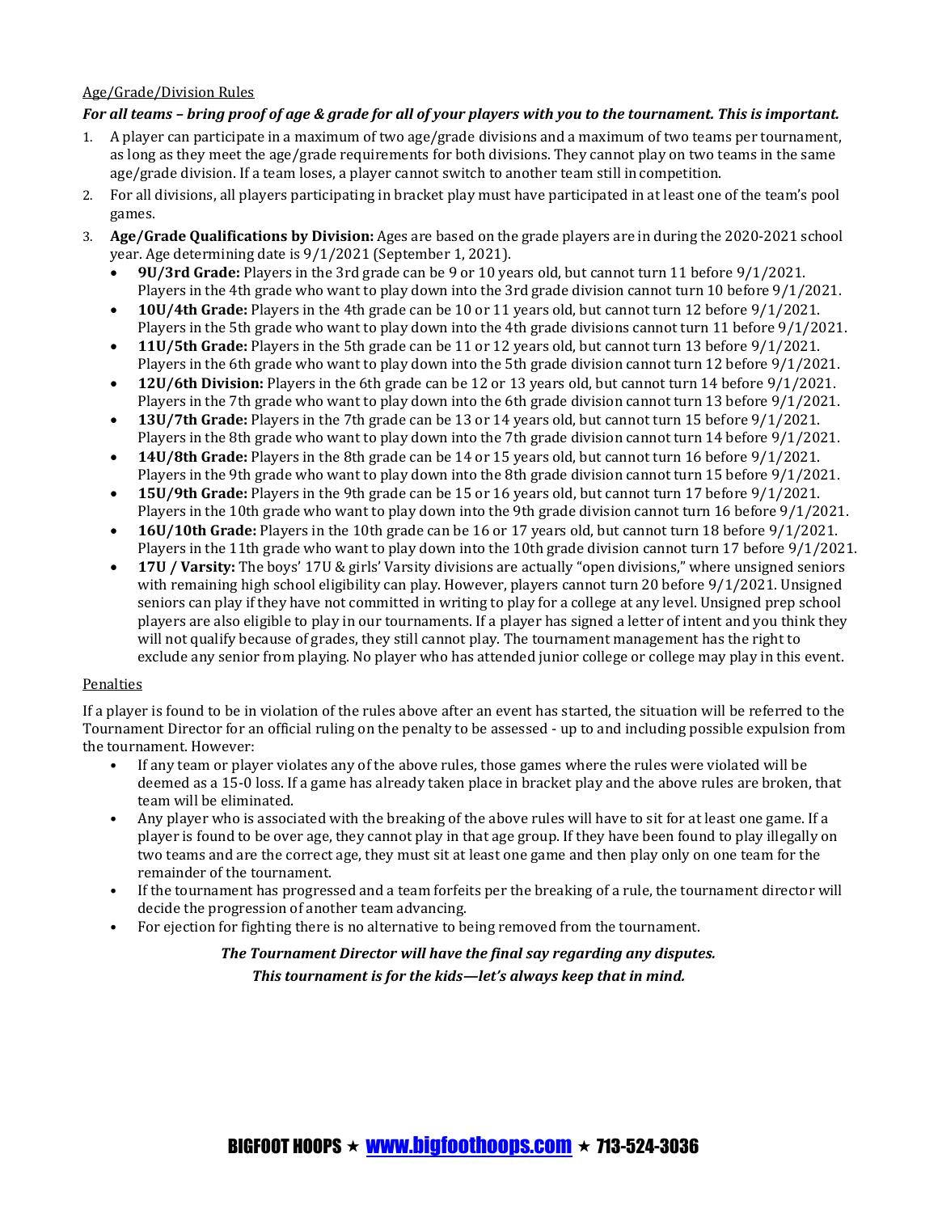Age/Grade/Division Rules

***For all teams – bring proof of age & grade for all of your players with you to the tournament. This is important.***

1. A player can participate in a maximum of two age/grade divisions and a maximum of two teams per tournament, as long as they meet the age/grade requirements for both divisions. They cannot play on two teams in the same age/grade division. If a team loses, a player cannot switch to another team still in competition.
2. For all divisions, all players participating in bracket play must have participated in at least one of the team's pool games.
3. **Age/Grade Qualifications by Division:** Ages are based on the grade players are in during the 2020-2021 school year. Age determining date is 9/1/2021 (September 1, 2021).
   - **9U/3rd Grade:** Players in the 3rd grade can be 9 or 10 years old, but cannot turn 11 before 9/1/2021. Players in the 4th grade who want to play down into the 3rd grade division cannot turn 10 before 9/1/2021.
   - **10U/4th Grade:** Players in the 4th grade can be 10 or 11 years old, but cannot turn 12 before 9/1/2021. Players in the 5th grade who want to play down into the 4th grade divisions cannot turn 11 before 9/1/2021.
   - **11U/5th Grade:** Players in the 5th grade can be 11 or 12 years old, but cannot turn 13 before 9/1/2021. Players in the 6th grade who want to play down into the 5th grade division cannot turn 12 before 9/1/2021.
   - **12U/6th Division:** Players in the 6th grade can be 12 or 13 years old, but cannot turn 14 before 9/1/2021. Players in the 7th grade who want to play down into the 6th grade division cannot turn 13 before 9/1/2021.
   - **13U/7th Grade:** Players in the 7th grade can be 13 or 14 years old, but cannot turn 15 before 9/1/2021. Players in the 8th grade who want to play down into the 7th grade division cannot turn 14 before 9/1/2021.
   - **14U/8th Grade:** Players in the 8th grade can be 14 or 15 years old, but cannot turn 16 before 9/1/2021. Players in the 9th grade who want to play down into the 8th grade division cannot turn 15 before 9/1/2021.
   - **15U/9th Grade:** Players in the 9th grade can be 15 or 16 years old, but cannot turn 17 before 9/1/2021. Players in the 10th grade who want to play down into the 9th grade division cannot turn 16 before 9/1/2021.
   - **16U/10th Grade:** Players in the 10th grade can be 16 or 17 years old, but cannot turn 18 before 9/1/2021. Players in the 11th grade who want to play down into the 10th grade division cannot turn 17 before 9/1/2021.
   - **17U / Varsity:** The boys' 17U & girls' Varsity divisions are actually "open divisions," where unsigned seniors with remaining high school eligibility can play. However, players cannot turn 20 before 9/1/2021. Unsigned seniors can play if they have not committed in writing to play for a college at any level. Unsigned prep school players are also eligible to play in our tournaments. If a player has signed a letter of intent and you think they will not qualify because of grades, they still cannot play. The tournament management has the right to exclude any senior from playing. No player who has attended junior college or college may play in this event.

Penalties

If a player is found to be in violation of the rules above after an event has started, the situation will be referred to the Tournament Director for an official ruling on the penalty to be assessed - up to and including possible expulsion from the tournament. However:

- If any team or player violates any of the above rules, those games where the rules were violated will be deemed as a 15-0 loss. If a game has already taken place in bracket play and the above rules are broken, that team will be eliminated.
- Any player who is associated with the breaking of the above rules will have to sit for at least one game. If a player is found to be over age, they cannot play in that age group. If they have been found to play illegally on two teams and are the correct age, they must sit at least one game and then play only on one team for the remainder of the tournament.
- If the tournament has progressed and a team forfeits per the breaking of a rule, the tournament director will decide the progression of another team advancing.
- For ejection for fighting there is no alternative to being removed from the tournament.

***The Tournament Director will have the final say regarding any disputes.***

***This tournament is for the kids—let's always keep that in mind.***

BIGFOOT HOOPS ★ www.bigfoothoops.com ★ 713-524-3036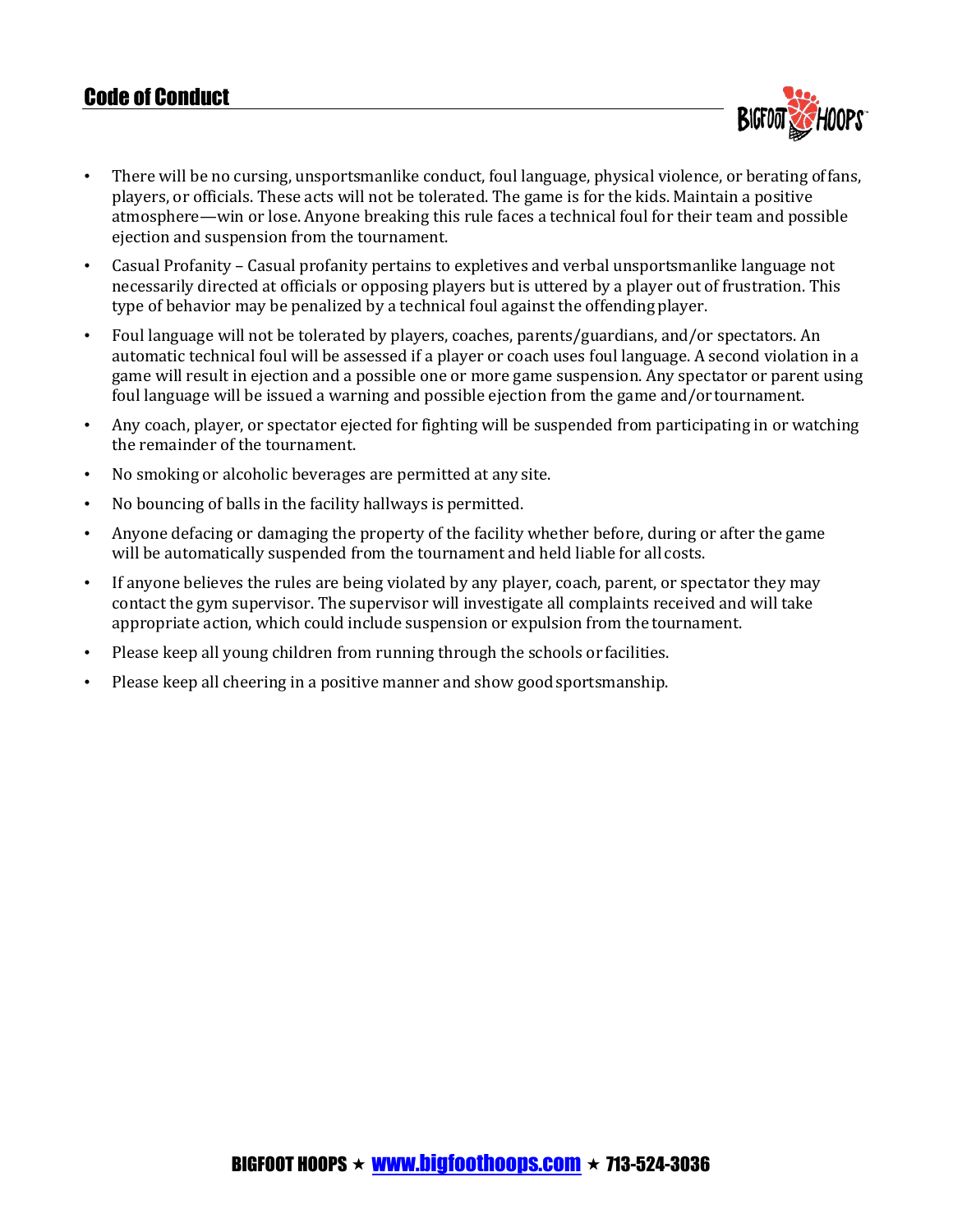## Code of Conduct

- There will be no cursing, unsportsmanlike conduct, foul language, physical violence, or berating of fans, players, or officials. These acts will not be tolerated. The game is for the kids. Maintain a positive atmosphere—win or lose. Anyone breaking this rule faces a technical foul for their team and possible ejection and suspension from the tournament.
- Casual Profanity – Casual profanity pertains to expletives and verbal unsportsmanlike language not necessarily directed at officials or opposing players but is uttered by a player out of frustration. This type of behavior may be penalized by a technical foul against the offending player.
- Foul language will not be tolerated by players, coaches, parents/guardians, and/or spectators. An automatic technical foul will be assessed if a player or coach uses foul language. A second violation in a game will result in ejection and a possible one or more game suspension. Any spectator or parent using foul language will be issued a warning and possible ejection from the game and/or tournament.
- Any coach, player, or spectator ejected for fighting will be suspended from participating in or watching the remainder of the tournament.
- No smoking or alcoholic beverages are permitted at any site.
- No bouncing of balls in the facility hallways is permitted.
- Anyone defacing or damaging the property of the facility whether before, during or after the game will be automatically suspended from the tournament and held liable for all costs.
- If anyone believes the rules are being violated by any player, coach, parent, or spectator they may contact the gym supervisor. The supervisor will investigate all complaints received and will take appropriate action, which could include suspension or expulsion from the tournament.
- Please keep all young children from running through the schools or facilities.
- Please keep all cheering in a positive manner and show good sportsmanship.